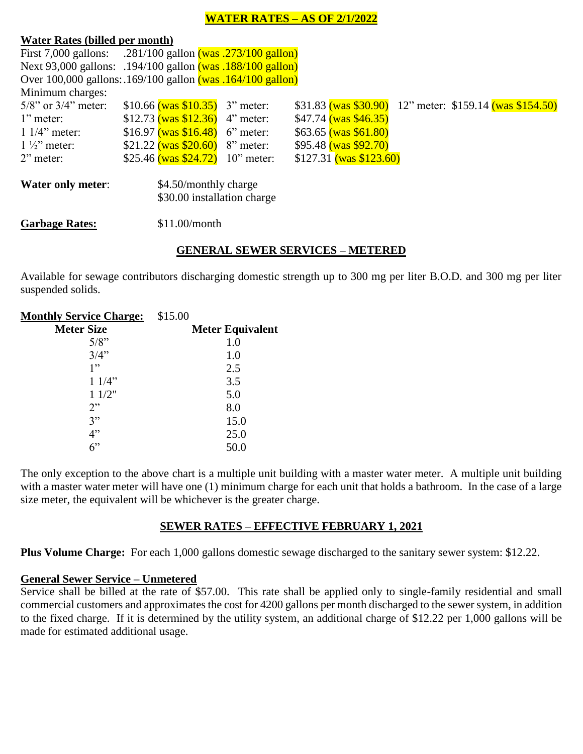# WATER RATES – AS OF 2/1/2022

**Water Rates (billed per month)**

First 7,000 gallons: .281/100 gallon (was .273/100 gallon)
Next 93,000 gallons: .194/100 gallon (was .188/100 gallon)
Over 100,000 gallons: .169/100 gallon (was .164/100 gallon)

Minimum charges:

| | | | | | |
|---|---|---|---|---|---|
| 5/8" or 3/4" meter: | $10.66 (was $10.35) | 3" meter: | $31.83 (was $30.90) | 12" meter: | $159.14 (was $154.50) |
| 1" meter: | $12.73 (was $12.36) | 4" meter: | $47.74 (was $46.35) | | |
| 1 1/4" meter: | $16.97 (was $16.48) | 6" meter: | $63.65 (was $61.80) | | |
| 1 ½" meter: | $21.22 (was $20.60) | 8" meter: | $95.48 (was $92.70) | | |
| 2" meter: | $25.46 (was $24.72) | 10" meter: | $127.31 (was $123.60) | | |

**Water only meter**: $4.50/monthly charge
$30.00 installation charge

**Garbage Rates:** $11.00/month

## GENERAL SEWER SERVICES – METERED

Available for sewage contributors discharging domestic strength up to 300 mg per liter B.O.D. and 300 mg per liter suspended solids.

**Monthly Service Charge:** $15.00

| Meter Size | Meter Equivalent |
|---|---|
| 5/8" | 1.0 |
| 3/4" | 1.0 |
| 1" | 2.5 |
| 1 1/4" | 3.5 |
| 1 1/2" | 5.0 |
| 2" | 8.0 |
| 3" | 15.0 |
| 4" | 25.0 |
| 6" | 50.0 |

The only exception to the above chart is a multiple unit building with a master water meter. A multiple unit building with a master water meter will have one (1) minimum charge for each unit that holds a bathroom. In the case of a large size meter, the equivalent will be whichever is the greater charge.

## SEWER RATES – EFFECTIVE FEBRUARY 1, 2021

**Plus Volume Charge:** For each 1,000 gallons domestic sewage discharged to the sanitary sewer system: $12.22.

**General Sewer Service – Unmetered**

Service shall be billed at the rate of $57.00. This rate shall be applied only to single-family residential and small commercial customers and approximates the cost for 4200 gallons per month discharged to the sewer system, in addition to the fixed charge. If it is determined by the utility system, an additional charge of $12.22 per 1,000 gallons will be made for estimated additional usage.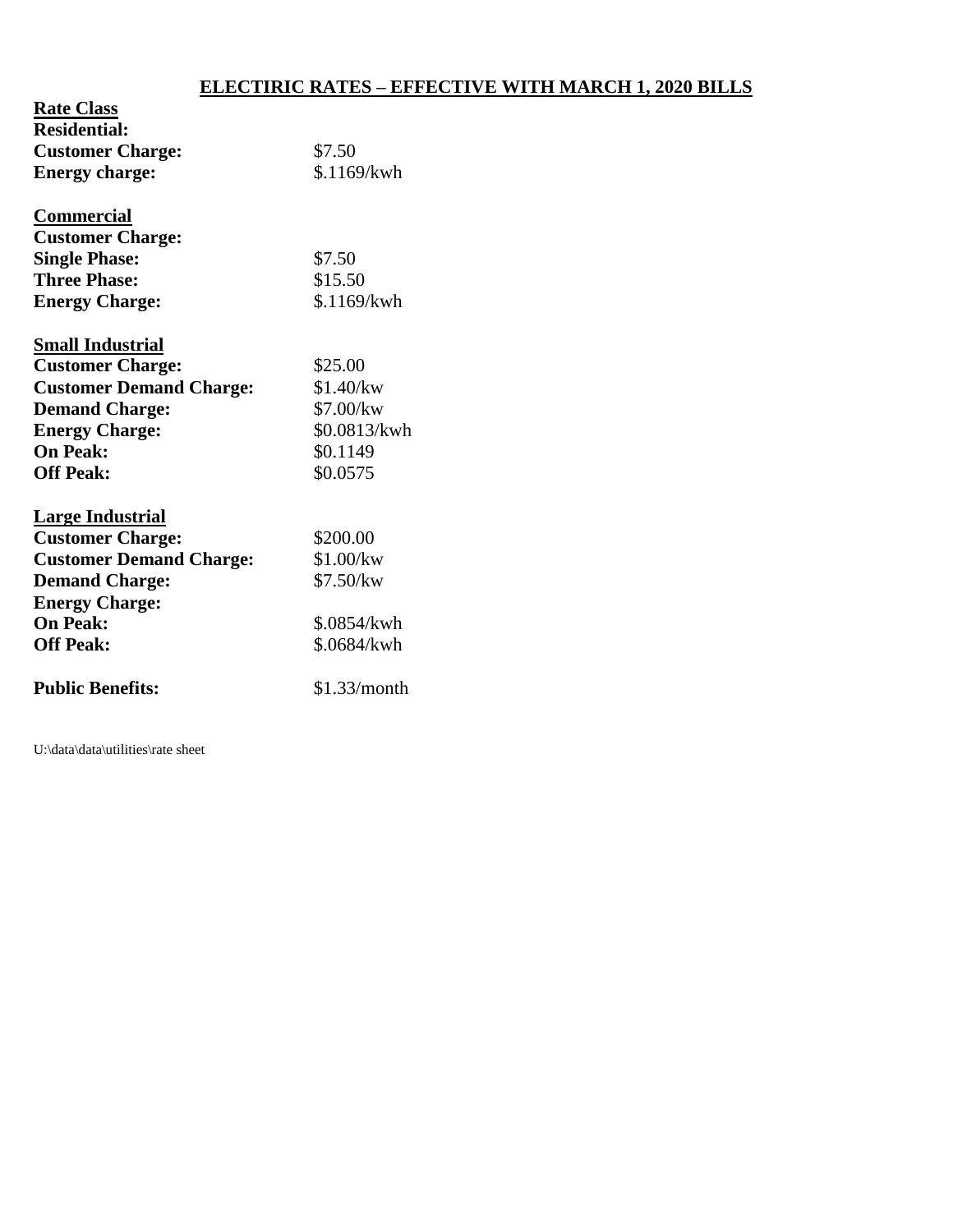# ELECTIRIC RATES – EFFECTIVE WITH MARCH 1, 2020 BILLS

**Rate Class**

**Residential:**

| | |
|---|---|
| **Customer Charge:** | $7.50 |
| **Energy charge:** | $.1169/kwh |

**Commercial**

| | |
|---|---|
| **Customer Charge:** | |
| **Single Phase:** | $7.50 |
| **Three Phase:** | $15.50 |
| **Energy Charge:** | $.1169/kwh |

**Small Industrial**

| | |
|---|---|
| **Customer Charge:** | $25.00 |
| **Customer Demand Charge:** | $1.40/kw |
| **Demand Charge:** | $7.00/kw |
| **Energy Charge:** | $0.0813/kwh |
| **On Peak:** | $0.1149 |
| **Off Peak:** | $0.0575 |

**Large Industrial**

| | |
|---|---|
| **Customer Charge:** | $200.00 |
| **Customer Demand Charge:** | $1.00/kw |
| **Demand Charge:** | $7.50/kw |
| **Energy Charge:** | |
| **On Peak:** | $.0854/kwh |
| **Off Peak:** | $.0684/kwh |

| | |
|---|---|
| **Public Benefits:** | $1.33/month |

U:\data\data\utilities\rate sheet